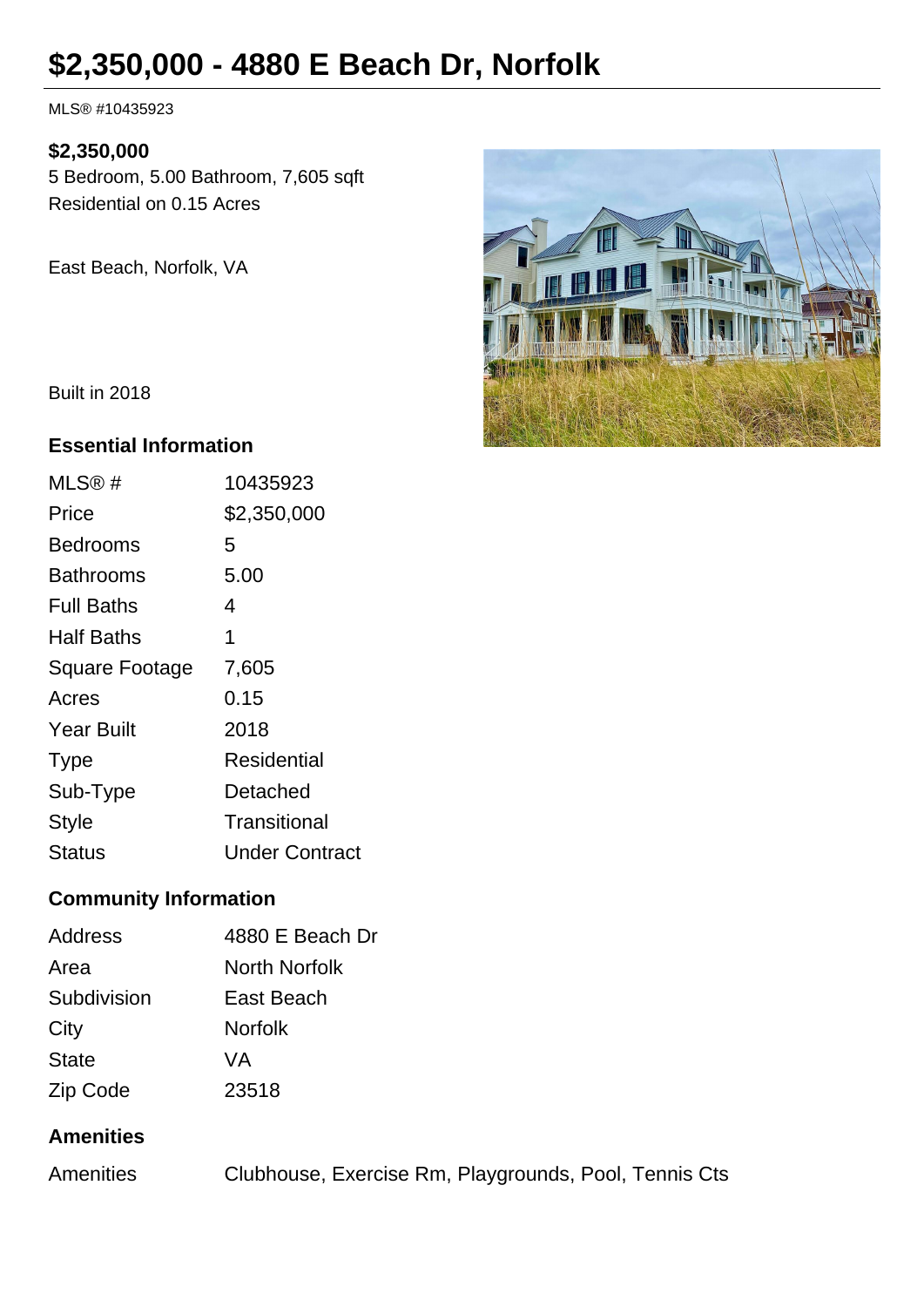# $2,350,000 - 4880 E Beach Dr, Norfolk

MLS® #10435923

**$2,350,000**

5 Bedroom, 5.00 Bathroom, 7,605 sqft

Residential on 0.15 Acres

East Beach, Norfolk, VA

Built in 2018

### Essential Information

| | |
|---|---|
| MLS® # | 10435923 |
| Price | $2,350,000 |
| Bedrooms | 5 |
| Bathrooms | 5.00 |
| Full Baths | 4 |
| Half Baths | 1 |
| Square Footage | 7,605 |
| Acres | 0.15 |
| Year Built | 2018 |
| Type | Residential |
| Sub-Type | Detached |
| Style | Transitional |
| Status | Under Contract |

### Community Information

| | |
|---|---|
| Address | 4880 E Beach Dr |
| Area | North Norfolk |
| Subdivision | East Beach |
| City | Norfolk |
| State | VA |
| Zip Code | 23518 |

### Amenities

| | |
|---|---|
| Amenities | Clubhouse, Exercise Rm, Playgrounds, Pool, Tennis Cts |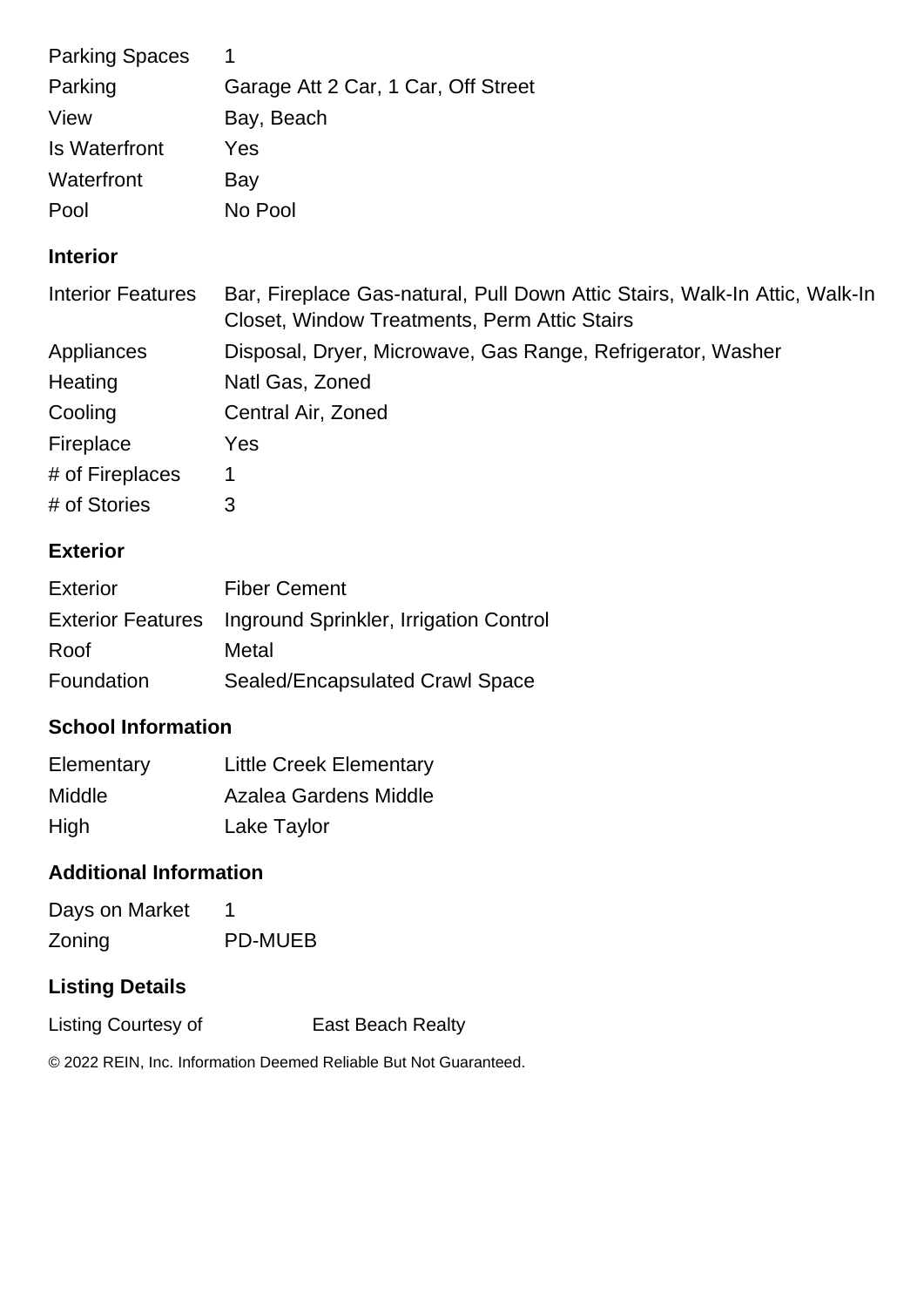| | |
|---|---|
| Parking Spaces | 1 |
| Parking | Garage Att 2 Car, 1 Car, Off Street |
| View | Bay, Beach |
| Is Waterfront | Yes |
| Waterfront | Bay |
| Pool | No Pool |

### Interior

| | |
|---|---|
| Interior Features | Bar, Fireplace Gas-natural, Pull Down Attic Stairs, Walk-In Attic, Walk-In Closet, Window Treatments, Perm Attic Stairs |
| Appliances | Disposal, Dryer, Microwave, Gas Range, Refrigerator, Washer |
| Heating | Natl Gas, Zoned |
| Cooling | Central Air, Zoned |
| Fireplace | Yes |
| # of Fireplaces | 1 |
| # of Stories | 3 |

### Exterior

| | |
|---|---|
| Exterior | Fiber Cement |
| Exterior Features | Inground Sprinkler, Irrigation Control |
| Roof | Metal |
| Foundation | Sealed/Encapsulated Crawl Space |

### School Information

| | |
|---|---|
| Elementary | Little Creek Elementary |
| Middle | Azalea Gardens Middle |
| High | Lake Taylor |

### Additional Information

| | |
|---|---|
| Days on Market | 1 |
| Zoning | PD-MUEB |

### Listing Details

| | |
|---|---|
| Listing Courtesy of | East Beach Realty |

© 2022 REIN, Inc. Information Deemed Reliable But Not Guaranteed.